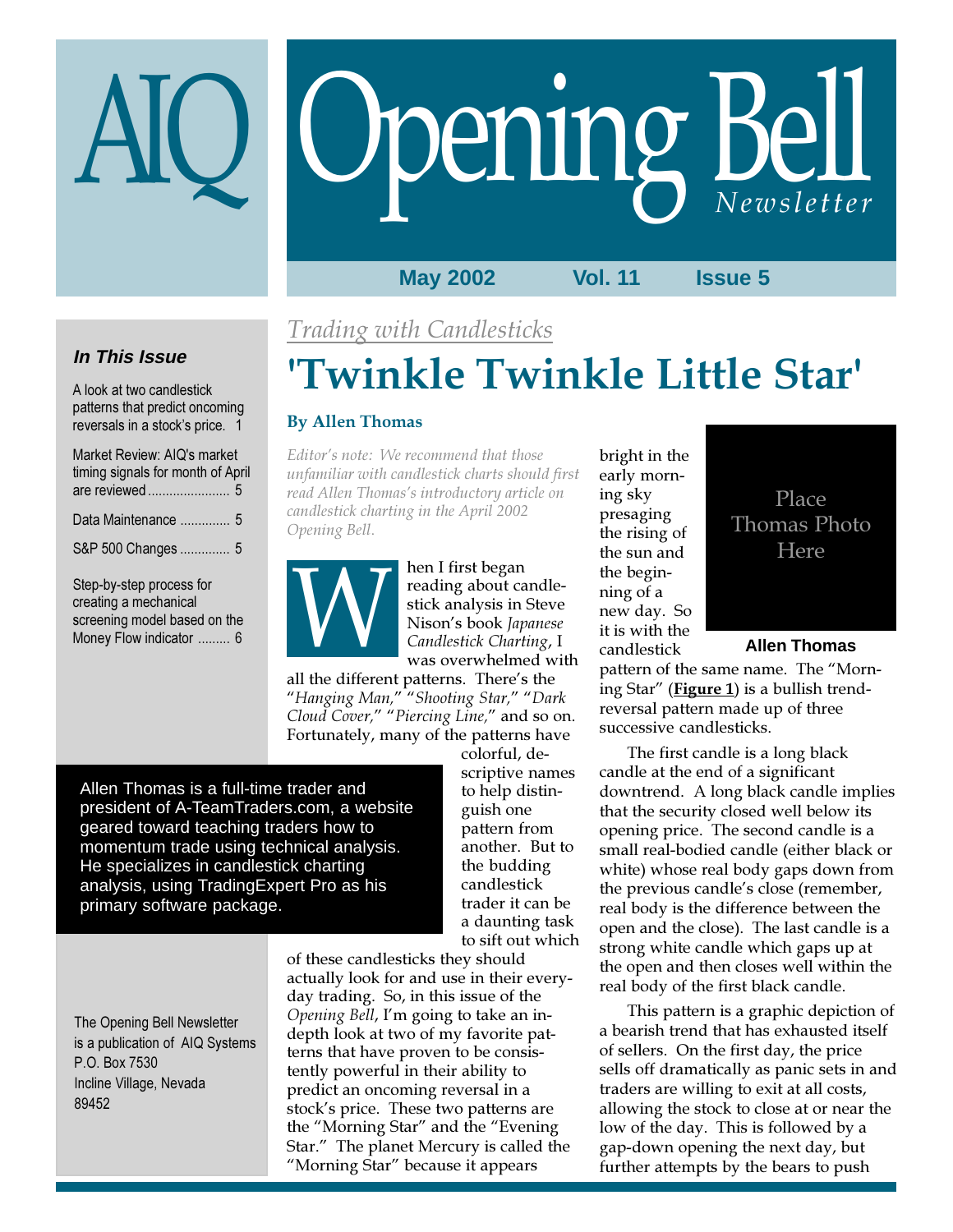# AIQ Opening Bell *Newsletter*

**May 2002 Vol. 11 Issue 5**

### *In This Issue*

A look at two candlestick patterns that predict oncoming reversals in a stock's price. 1

Market Review: AIQ's market timing signals for month of April are reviewed ....................... 5

Data Maintenance .............. 5

S&P 500 Changes .............. 5

Step-by-step process for creating a mechanical screening model based on the Money Flow indicator ......... 6

*Trading with Candlesticks*

# 'Twinkle Twinkle Little Star'

**By Allen Thomas**

*Editor's note: We recommend that those unfamiliar with candlestick charts should first read Allen Thomas's introductory article on candlestick charting in the April 2002 Opening Bell.*

When I first began reading about candlestick analysis in Steve Nison's book *Japanese Candlestick Charting*, I was overwhelmed with all the different patterns. There's the "*Hanging Man,*" "*Shooting Star,*" "*Dark Cloud Cover,*" "*Piercing Line,*" and so on. Fortunately, many of the patterns have colorful, descriptive names to help distinguish one pattern from another. But to the budding candlestick trader it can be a daunting task to sift out which of these candlesticks they should actually look for and use in their everyday trading. So, in this issue of the *Opening Bell*, I'm going to take an in-depth look at two of my favorite patterns that have proven to be consistently powerful in their ability to predict an oncoming reversal in a stock's price. These two patterns are the "Morning Star" and the "Evening Star." The planet Mercury is called the "Morning Star" because it appears bright in the early morning sky presaging the rising of the sun and the beginning of a new day. So it is with the candlestick pattern of the same name. The "Morning Star" (**Figure 1**) is a bullish trend-reversal pattern made up of three successive candlesticks.

Place Thomas Photo Here

**Allen Thomas**

Allen Thomas is a full-time trader and president of A-TeamTraders.com, a website geared toward teaching traders how to momentum trade using technical analysis. He specializes in candlestick charting analysis, using TradingExpert Pro as his primary software package.

The first candle is a long black candle at the end of a significant downtrend. A long black candle implies that the security closed well below its opening price. The second candle is a small real-bodied candle (either black or white) whose real body gaps down from the previous candle's close (remember, real body is the difference between the open and the close). The last candle is a strong white candle which gaps up at the open and then closes well within the real body of the first black candle.

This pattern is a graphic depiction of a bearish trend that has exhausted itself of sellers. On the first day, the price sells off dramatically as panic sets in and traders are willing to exit at all costs, allowing the stock to close at or near the low of the day. This is followed by a gap-down opening the next day, but further attempts by the bears to push

The Opening Bell Newsletter is a publication of AIQ Systems
P.O. Box 7530
Incline Village, Nevada
89452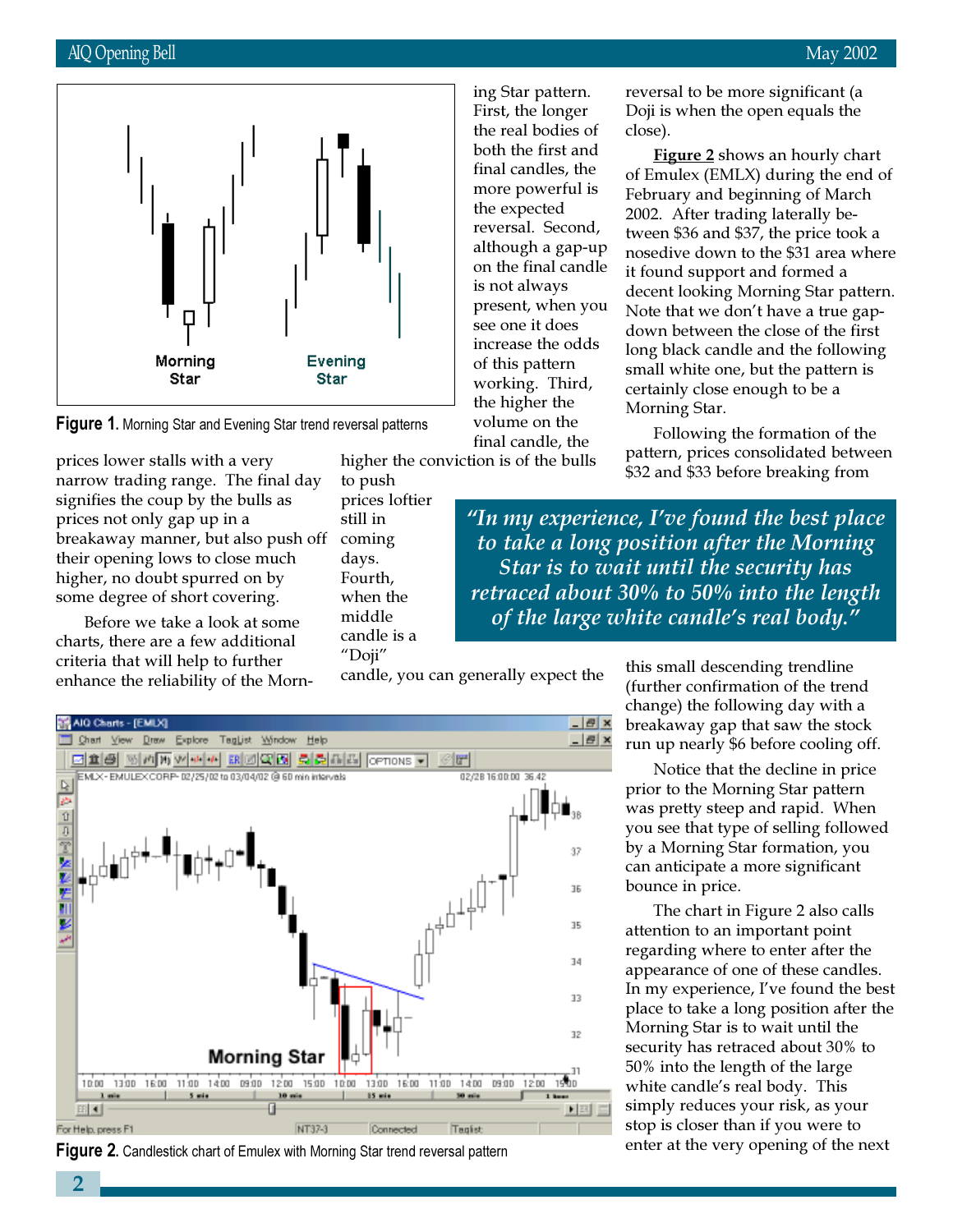Figure 1. Morning Star and Evening Star trend reversal patterns

prices lower stalls with a very narrow trading range. The final day signifies the coup by the bulls as prices not only gap up in a breakaway manner, but also push off their opening lows to close much higher, no doubt spurred on by some degree of short covering.

Before we take a look at some charts, there are a few additional criteria that will help to further enhance the reliability of the Morning Star pattern. First, the longer the real bodies of both the first and final candles, the more powerful is the expected reversal. Second, although a gap-up on the final candle is not always present, when you see one it does increase the odds of this pattern working. Third, the higher the volume on the final candle, the higher the conviction is of the bulls to push prices loftier still in coming days. Fourth, when the middle candle is a "Doji" candle, you can generally expect the reversal to be more significant (a Doji is when the open equals the close).

**Figure 2** shows an hourly chart of Emulex (EMLX) during the end of February and beginning of March 2002. After trading laterally between $36 and $37, the price took a nosedive down to the $31 area where it found support and formed a decent looking Morning Star pattern. Note that we don't have a true gap-down between the close of the first long black candle and the following small white one, but the pattern is certainly close enough to be a Morning Star.

Following the formation of the pattern, prices consolidated between $32 and $33 before breaking from this small descending trendline (further confirmation of the trend change) the following day with a breakaway gap that saw the stock run up nearly $6 before cooling off.

> *"In my experience, I've found the best place to take a long position after the Morning Star is to wait until the security has retraced about 30% to 50% into the length of the large white candle's real body."*

Notice that the decline in price prior to the Morning Star pattern was pretty steep and rapid. When you see that type of selling followed by a Morning Star formation, you can anticipate a more significant bounce in price.

The chart in Figure 2 also calls attention to an important point regarding where to enter after the appearance of one of these candles. In my experience, I've found the best place to take a long position after the Morning Star is to wait until the security has retraced about 30% to 50% into the length of the large white candle's real body. This simply reduces your risk, as your stop is closer than if you were to enter at the very opening of the next

Figure 2. Candlestick chart of Emulex with Morning Star trend reversal pattern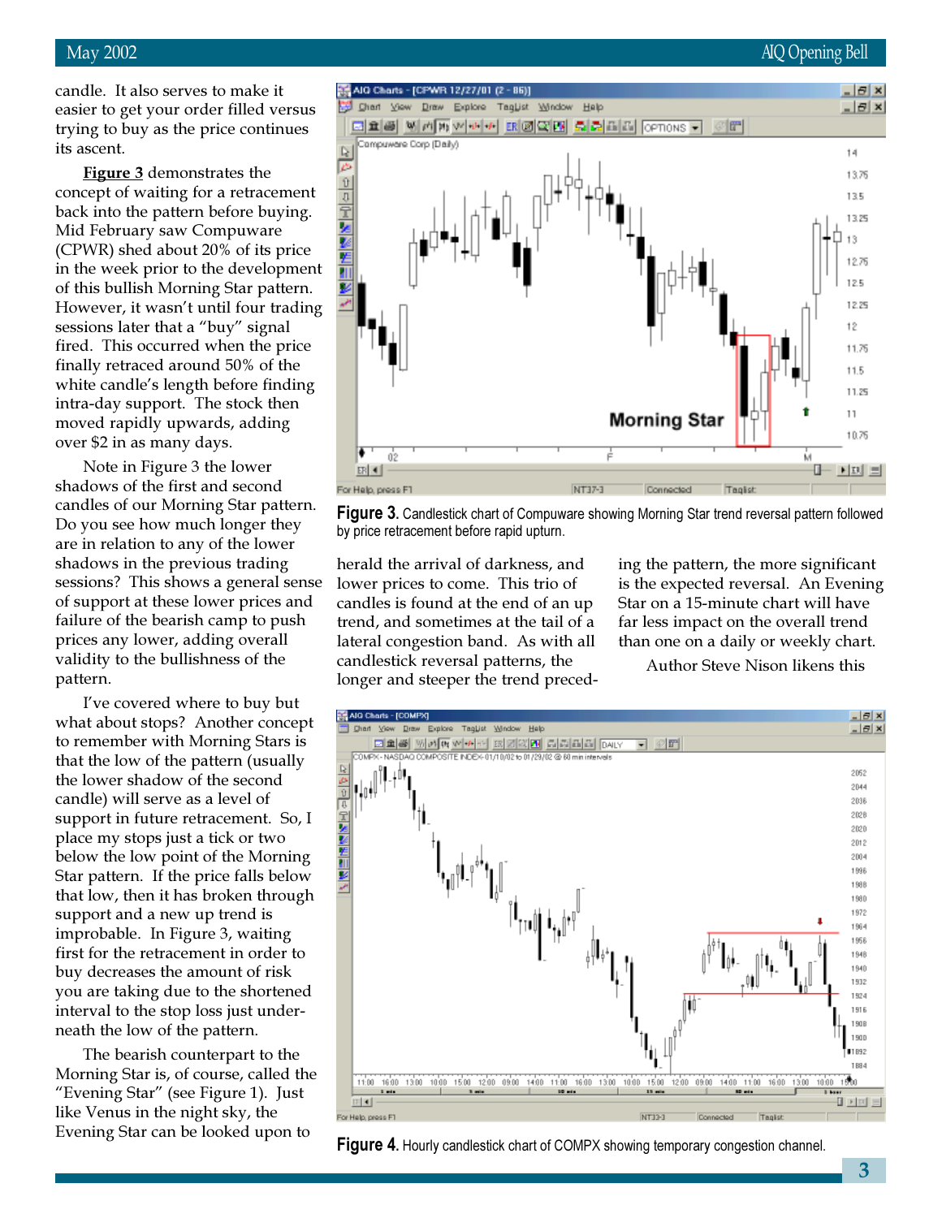candle. It also serves to make it easier to get your order filled versus trying to buy as the price continues its ascent.

**Figure 3** demonstrates the concept of waiting for a retracement back into the pattern before buying. Mid February saw Compuware (CPWR) shed about 20% of its price in the week prior to the development of this bullish Morning Star pattern. However, it wasn't until four trading sessions later that a "buy" signal fired. This occurred when the price finally retraced around 50% of the white candle's length before finding intra-day support. The stock then moved rapidly upwards, adding over $2 in as many days.

Note in Figure 3 the lower shadows of the first and second candles of our Morning Star pattern. Do you see how much longer they are in relation to any of the lower shadows in the previous trading sessions? This shows a general sense of support at these lower prices and failure of the bearish camp to push prices any lower, adding overall validity to the bullishness of the pattern.

I've covered where to buy but what about stops? Another concept to remember with Morning Stars is that the low of the pattern (usually the lower shadow of the second candle) will serve as a level of support in future retracement. So, I place my stops just a tick or two below the low point of the Morning Star pattern. If the price falls below that low, then it has broken through support and a new up trend is improbable. In Figure 3, waiting first for the retracement in order to buy decreases the amount of risk you are taking due to the shortened interval to the stop loss just underneath the low of the pattern.

The bearish counterpart to the Morning Star is, of course, called the "Evening Star" (see Figure 1). Just like Venus in the night sky, the Evening Star can be looked upon to herald the arrival of darkness, and lower prices to come. This trio of candles is found at the end of an up trend, and sometimes at the tail of a lateral congestion band. As with all candlestick reversal patterns, the longer and steeper the trend preceding the pattern, the more significant is the expected reversal. An Evening Star on a 15-minute chart will have far less impact on the overall trend than one on a daily or weekly chart.

Author Steve Nison likens this

**Figure 3.** Candlestick chart of Compuware showing Morning Star trend reversal pattern followed by price retracement before rapid upturn.

**Figure 4.** Hourly candlestick chart of COMPX showing temporary congestion channel.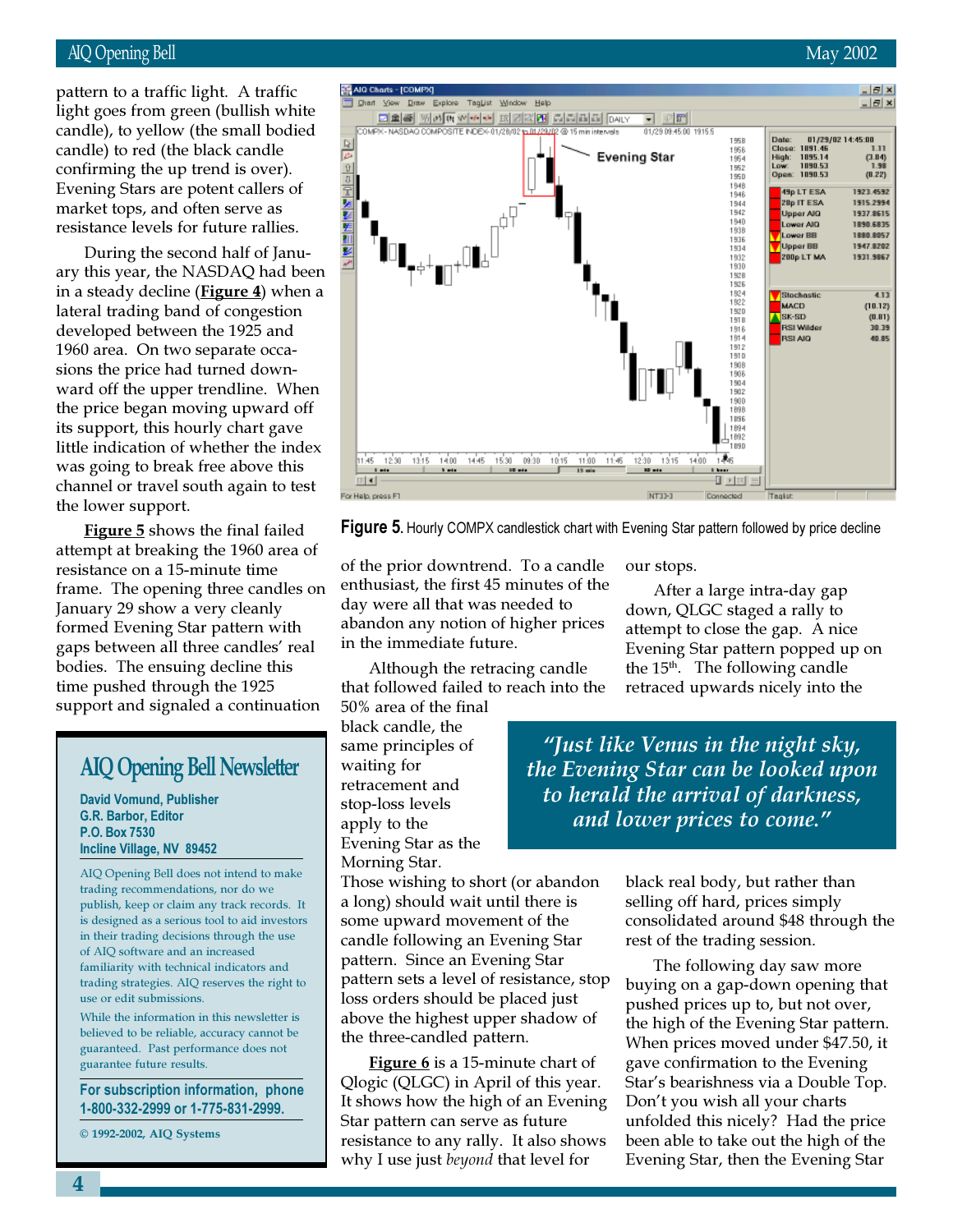pattern to a traffic light. A traffic light goes from green (bullish white candle), to yellow (the small bodied candle) to red (the black candle confirming the up trend is over). Evening Stars are potent callers of market tops, and often serve as resistance levels for future rallies.

During the second half of January this year, the NASDAQ had been in a steady decline (**Figure 4**) when a lateral trading band of congestion developed between the 1925 and 1960 area. On two separate occasions the price had turned downward off the upper trendline. When the price began moving upward off its support, this hourly chart gave little indication of whether the index was going to break free above this channel or travel south again to test the lower support.

**Figure 5** shows the final failed attempt at breaking the 1960 area of resistance on a 15-minute time frame. The opening three candles on January 29 show a very cleanly formed Evening Star pattern with gaps between all three candles' real bodies. The ensuing decline this time pushed through the 1925 support and signaled a continuation of the prior downtrend. To a candle enthusiast, the first 45 minutes of the day were all that was needed to abandon any notion of higher prices in the immediate future.

**Figure 5.** Hourly COMPX candlestick chart with Evening Star pattern followed by price decline

Although the retracing candle that followed failed to reach into the 50% area of the final black candle, the same principles of waiting for retracement and stop-loss levels apply to the Evening Star as the Morning Star. Those wishing to short (or abandon a long) should wait until there is some upward movement of the candle following an Evening Star pattern. Since an Evening Star pattern sets a level of resistance, stop loss orders should be placed just above the highest upper shadow of the three-candled pattern.

> *"Just like Venus in the night sky, the Evening Star can be looked upon to herald the arrival of darkness, and lower prices to come."*

**Figure 6** is a 15-minute chart of Qlogic (QLGC) in April of this year. It shows how the high of an Evening Star pattern can serve as future resistance to any rally. It also shows why I use just *beyond* that level for our stops.

After a large intra-day gap down, QLGC staged a rally to attempt to close the gap. A nice Evening Star pattern popped up on the 15th. The following candle retraced upwards nicely into the black real body, but rather than selling off hard, prices simply consolidated around $48 through the rest of the trading session.

The following day saw more buying on a gap-down opening that pushed prices up to, but not over, the high of the Evening Star pattern. When prices moved under $47.50, it gave confirmation to the Evening Star's bearishness via a Double Top. Don't you wish all your charts unfolded this nicely? Had the price been able to take out the high of the Evening Star, then the Evening Star

## AIQ Opening Bell Newsletter

**David Vomund, Publisher**
**G.R. Barbor, Editor**
**P.O. Box 7530**
**Incline Village, NV 89452**

AIQ Opening Bell does not intend to make trading recommendations, nor do we publish, keep or claim any track records. It is designed as a serious tool to aid investors in their trading decisions through the use of AIQ software and an increased familiarity with technical indicators and trading strategies. AIQ reserves the right to use or edit submissions.

While the information in this newsletter is believed to be reliable, accuracy cannot be guaranteed. Past performance does not guarantee future results.

**For subscription information, phone 1-800-332-2999 or 1-775-831-2999.**

© 1992-2002, AIQ Systems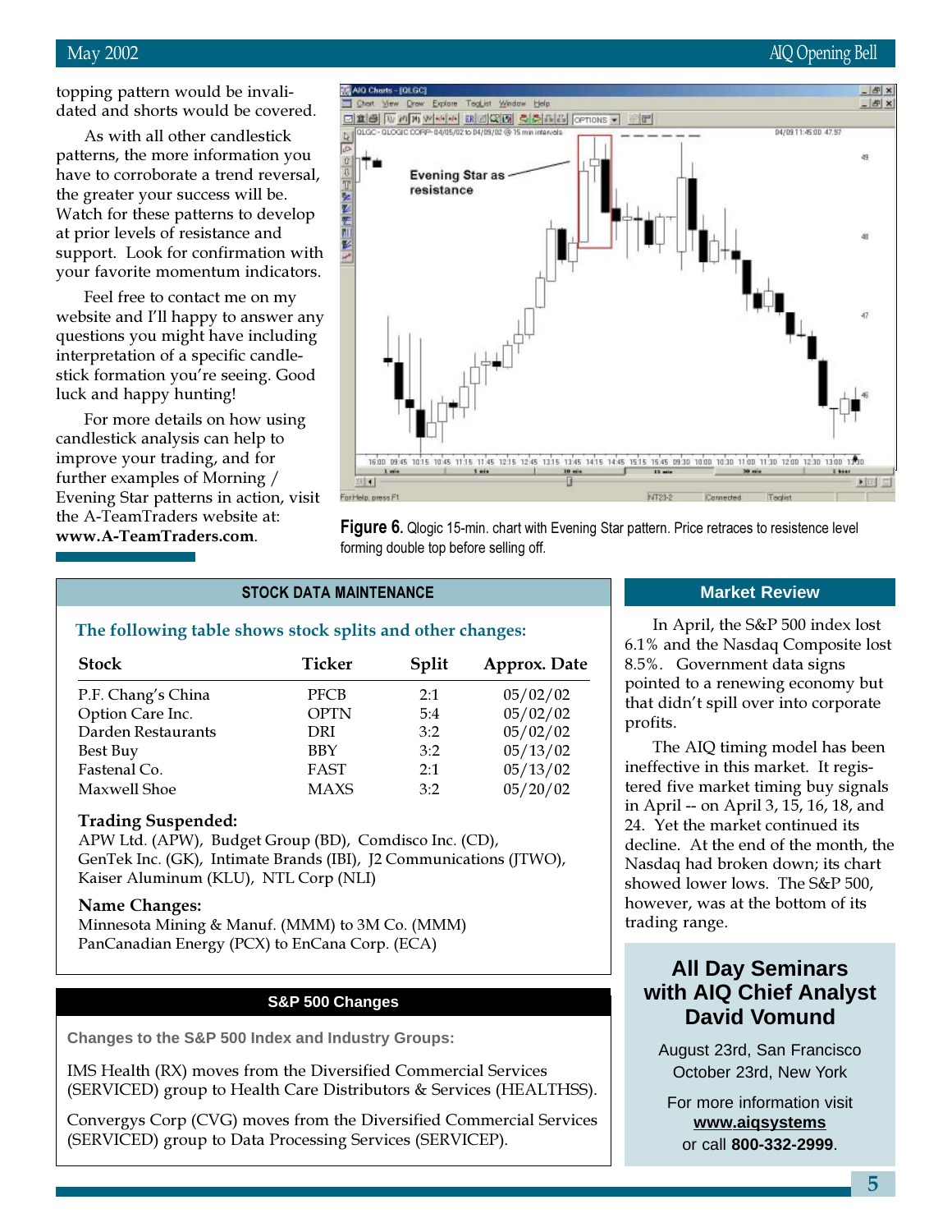topping pattern would be invalidated and shorts would be covered.

As with all other candlestick patterns, the more information you have to corroborate a trend reversal, the greater your success will be. Watch for these patterns to develop at prior levels of resistance and support. Look for confirmation with your favorite momentum indicators.

Feel free to contact me on my website and I'll happy to answer any questions you might have including interpretation of a specific candlestick formation you're seeing. Good luck and happy hunting!

For more details on how using candlestick analysis can help to improve your trading, and for further examples of Morning / Evening Star patterns in action, visit the A-TeamTraders website at: **www.A-TeamTraders.com**.

**Figure 6.** Qlogic 15-min. chart with Evening Star pattern. Price retraces to resistence level forming double top before selling off.

## STOCK DATA MAINTENANCE

### The following table shows stock splits and other changes:

| Stock | Ticker | Split | Approx. Date |
|---|---|---|---|
| P.F. Chang's China | PFCB | 2:1 | 05/02/02 |
| Option Care Inc. | OPTN | 5:4 | 05/02/02 |
| Darden Restaurants | DRI | 3:2 | 05/02/02 |
| Best Buy | BBY | 3:2 | 05/13/02 |
| Fastenal Co. | FAST | 2:1 | 05/13/02 |
| Maxwell Shoe | MAXS | 3:2 | 05/20/02 |

**Trading Suspended:**
APW Ltd. (APW), Budget Group (BD), Comdisco Inc. (CD), GenTek Inc. (GK), Intimate Brands (IBI), J2 Communications (JTWO), Kaiser Aluminum (KLU), NTL Corp (NLI)

**Name Changes:**
Minnesota Mining & Manuf. (MMM) to 3M Co. (MMM)
PanCanadian Energy (PCX) to EnCana Corp. (ECA)

## S&P 500 Changes

**Changes to the S&P 500 Index and Industry Groups:**

IMS Health (RX) moves from the Diversified Commercial Services (SERVICED) group to Health Care Distributors & Services (HEALTHSS).

Convergys Corp (CVG) moves from the Diversified Commercial Services (SERVICED) group to Data Processing Services (SERVICEP).

## Market Review

In April, the S&P 500 index lost 6.1% and the Nasdaq Composite lost 8.5%. Government data signs pointed to a renewing economy but that didn't spill over into corporate profits.

The AIQ timing model has been ineffective in this market. It registered five market timing buy signals in April -- on April 3, 15, 16, 18, and 24. Yet the market continued its decline. At the end of the month, the Nasdaq had broken down; its chart showed lower lows. The S&P 500, however, was at the bottom of its trading range.

## All Day Seminars with AIQ Chief Analyst David Vomund

August 23rd, San Francisco
October 23rd, New York

For more information visit
**www.aiqsystems**
or call **800-332-2999**.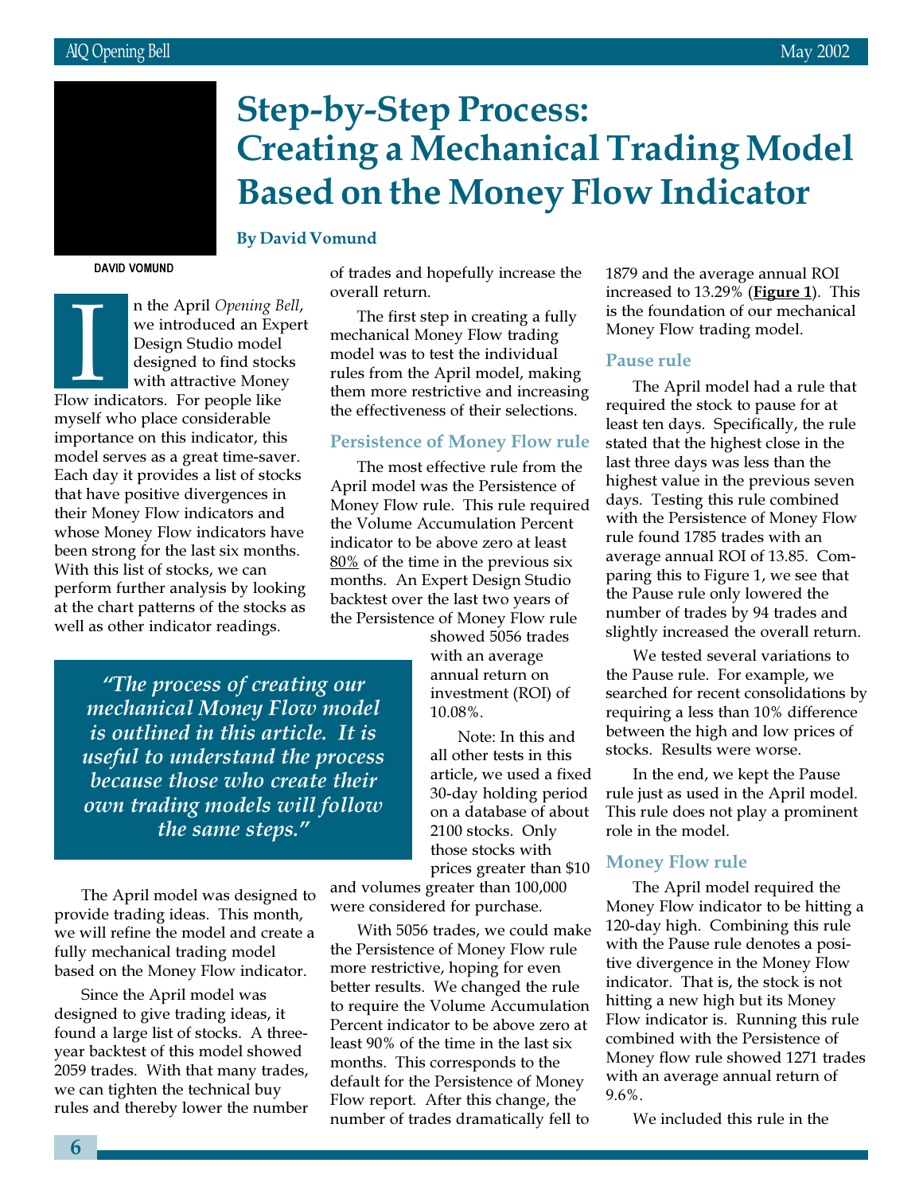# Step-by-Step Process: Creating a Mechanical Trading Model Based on the Money Flow Indicator

**By David Vomund**

DAVID VOMUND

In the April *Opening Bell*, we introduced an Expert Design Studio model designed to find stocks with attractive Money Flow indicators. For people like myself who place considerable importance on this indicator, this model serves as a great time-saver. Each day it provides a list of stocks that have positive divergences in their Money Flow indicators and whose Money Flow indicators have been strong for the last six months. With this list of stocks, we can perform further analysis by looking at the chart patterns of the stocks as well as other indicator readings.

> *"The process of creating our mechanical Money Flow model is outlined in this article. It is useful to understand the process because those who create their own trading models will follow the same steps."*

The April model was designed to provide trading ideas. This month, we will refine the model and create a fully mechanical trading model based on the Money Flow indicator.

Since the April model was designed to give trading ideas, it found a large list of stocks. A three-year backtest of this model showed 2059 trades. With that many trades, we can tighten the technical buy rules and thereby lower the number of trades and hopefully increase the overall return.

The first step in creating a fully mechanical Money Flow trading model was to test the individual rules from the April model, making them more restrictive and increasing the effectiveness of their selections.

### Persistence of Money Flow rule

The most effective rule from the April model was the Persistence of Money Flow rule. This rule required the Volume Accumulation Percent indicator to be above zero at least <u>80%</u> of the time in the previous six months. An Expert Design Studio backtest over the last two years of the Persistence of Money Flow rule showed 5056 trades with an average annual return on investment (ROI) of 10.08%.

Note: In this and all other tests in this article, we used a fixed 30-day holding period on a database of about 2100 stocks. Only those stocks with prices greater than $10 and volumes greater than 100,000 were considered for purchase.

With 5056 trades, we could make the Persistence of Money Flow rule more restrictive, hoping for even better results. We changed the rule to require the Volume Accumulation Percent indicator to be above zero at least 90% of the time in the last six months. This corresponds to the default for the Persistence of Money Flow report. After this change, the number of trades dramatically fell to 1879 and the average annual ROI increased to 13.29% (**<u>Figure 1</u>**). This is the foundation of our mechanical Money Flow trading model.

### Pause rule

The April model had a rule that required the stock to pause for at least ten days. Specifically, the rule stated that the highest close in the last three days was less than the highest value in the previous seven days. Testing this rule combined with the Persistence of Money Flow rule found 1785 trades with an average annual ROI of 13.85. Comparing this to Figure 1, we see that the Pause rule only lowered the number of trades by 94 trades and slightly increased the overall return.

We tested several variations to the Pause rule. For example, we searched for recent consolidations by requiring a less than 10% difference between the high and low prices of stocks. Results were worse.

In the end, we kept the Pause rule just as used in the April model. This rule does not play a prominent role in the model.

### Money Flow rule

The April model required the Money Flow indicator to be hitting a 120-day high. Combining this rule with the Pause rule denotes a positive divergence in the Money Flow indicator. That is, the stock is not hitting a new high but its Money Flow indicator is. Running this rule combined with the Persistence of Money flow rule showed 1271 trades with an average annual return of 9.6%.

We included this rule in the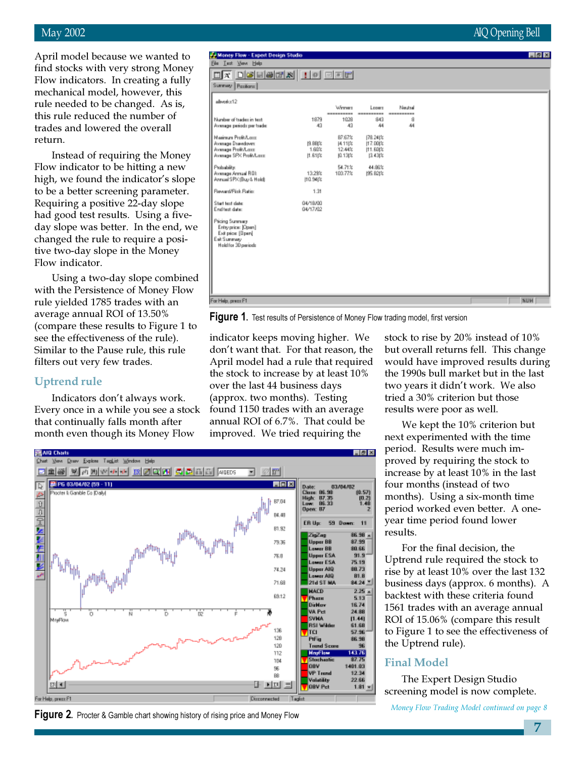April model because we wanted to find stocks with very strong Money Flow indicators. In creating a fully mechanical model, however, this rule needed to be changed. As is, this rule reduced the number of trades and lowered the overall return.

Instead of requiring the Money Flow indicator to be hitting a new high, we found the indicator's slope to be a better screening parameter. Requiring a positive 22-day slope had good test results. Using a five-day slope was better. In the end, we changed the rule to require a positive two-day slope in the Money Flow indicator.

Using a two-day slope combined with the Persistence of Money Flow rule yielded 1785 trades with an average annual ROI of 13.50% (compare these results to Figure 1 to see the effectiveness of the rule). Similar to the Pause rule, this rule filters out very few trades.

## Uptrend rule

Indicators don't always work. Every once in a while you see a stock that continually falls month after month even though its Money Flow indicator keeps moving higher. We don't want that. For that reason, the April model had a rule that required the stock to increase by at least 10% over the last 44 business days (approx. two months). Testing found 1150 trades with an average annual ROI of 6.7%. That could be improved. We tried requiring the stock to rise by 20% instead of 10% but overall returns fell. This change would have improved results during the 1990s bull market but in the last two years it didn't work. We also tried a 30% criterion but those results were poor as well.

We kept the 10% criterion but next experimented with the time period. Results were much improved by requiring the stock to increase by at least 10% in the last four months (instead of two months). Using a six-month time period worked even better. A one-year time period found lower results.

For the final decision, the Uptrend rule required the stock to rise by at least 10% over the last 132 business days (approx. 6 months). A backtest with these criteria found 1561 trades with an average annual ROI of 15.06% (compare this result to Figure 1 to see the effectiveness of the Uptrend rule).

## Final Model

The Expert Design Studio screening model is now complete.

*Money Flow Trading Model continued on page 8*

| albvolcx12 | | Winners | Losers | Neutral |
|---|---|---|---|---|
| Number of trades in test: | 1879 | 1028 | 843 | 8 |
| Average periods per trade: | 43 | 43 | 44 | 44 |
| Maximum Profit/Loss: | | 87.67% | (78.24)% | |
| Average Drawdown: | (9.88)% | (4.11)% | (17.00)% | |
| Average Profit/Loss: | 1.60% | 12.44% | (11.60)% | |
| Average SPX Profit/Loss: | (1.61)% | (0.13)% | (3.43)% | |
| Probability: | | 54.71% | 44.86% | |
| Average Annual ROI: | 13.29% | 103.77% | (95.82)% | |
| Annual SPX (Buy & Hold): | (10.94)% | | | |
| Reward/Risk Ratio: | 1.31 | | | |
| Start test date: | 04/18/00 | | | |
| End test date: | 04/17/02 | | | |

Pricing Summary
Entry price: [Open]
Exit price: [Open]
Exit Summary
Hold for 30 periods

**Figure 1.** Test results of Persistence of Money Flow trading model, first version

**Figure 2.** Procter & Gamble chart showing history of rising price and Money Flow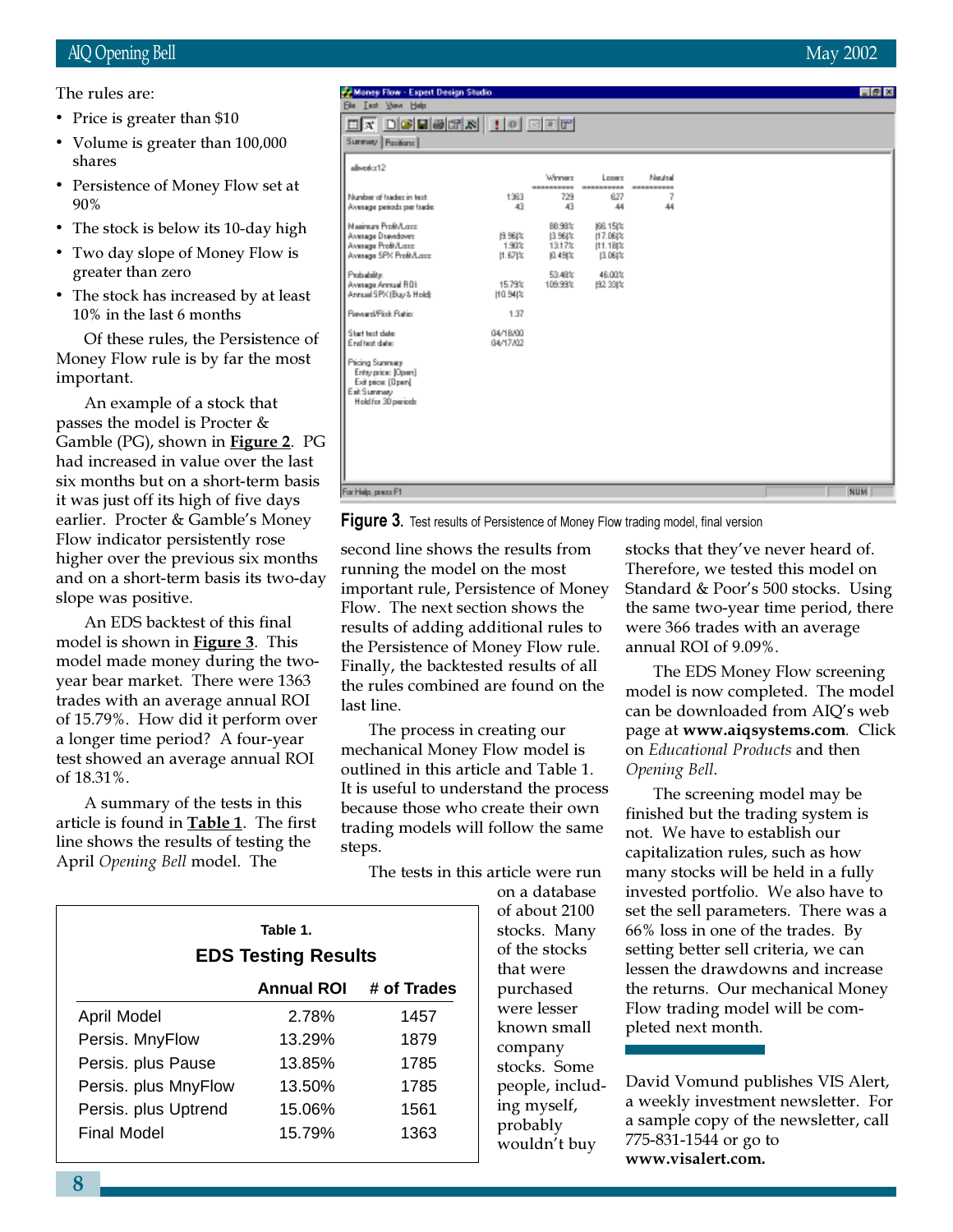The rules are:

- Price is greater than $10
- Volume is greater than 100,000 shares
- Persistence of Money Flow set at 90%
- The stock is below its 10-day high
- Two day slope of Money Flow is greater than zero
- The stock has increased by at least 10% in the last 6 months

Of these rules, the Persistence of Money Flow rule is by far the most important.

An example of a stock that passes the model is Procter & Gamble (PG), shown in **Figure 2**. PG had increased in value over the last six months but on a short-term basis it was just off its high of five days earlier. Procter & Gamble's Money Flow indicator persistently rose higher over the previous six months and on a short-term basis its two-day slope was positive.

An EDS backtest of this final model is shown in **Figure 3**. This model made money during the two-year bear market. There were 1363 trades with an average annual ROI of 15.79%. How did it perform over a longer time period? A four-year test showed an average annual ROI of 18.31%.

A summary of the tests in this article is found in **Table 1**. The first line shows the results of testing the April *Opening Bell* model. The second line shows the results from running the model on the most important rule, Persistence of Money Flow. The next section shows the results of adding additional rules to the Persistence of Money Flow rule. Finally, the backtested results of all the rules combined are found on the last line.

Money Flow - Expert Design Studio

allvotc12

| | | Winners | Losers | Neutral |
|---|---|---|---|---|
| Number of trades in test: | 1363 | 729 | 627 | 7 |
| Average periods per trade: | 43 | 43 | 44 | 44 |
| Maximum Profit/Loss: | | 88.98% | (66.15)% | |
| Average Drawdown: | (9.96)% | (3.96)% | (17.06)% | |
| Average Profit/Loss: | 1.90% | 13.17% | (11.18)% | |
| Average SPX Profit/Loss: | (1.67)% | (0.49)% | (3.06)% | |
| Probability: | | 53.48% | 46.00% | |
| Average Annual ROI: | 15.79% | 109.99% | (92.33)% | |
| Annual SPX (Buy & Hold): | (10.94)% | | | |
| Reward/Risk Ratio: | 1.37 | | | |
| Start test date: | 04/18/00 | | | |
| End test date: | 04/17/02 | | | |

Pricing Summary
Entry price: [Open]
Exit price: [Open]
Exit Summary
Hold for 30 periods

**Figure 3.** Test results of Persistence of Money Flow trading model, final version

The process in creating our mechanical Money Flow model is outlined in this article and Table 1. It is useful to understand the process because those who create their own trading models will follow the same steps.

The tests in this article were run on a database of about 2100 stocks. Many of the stocks that were purchased were lesser known small company stocks. Some people, including myself, probably wouldn't buy stocks that they've never heard of. Therefore, we tested this model on Standard & Poor's 500 stocks. Using the same two-year time period, there were 366 trades with an average annual ROI of 9.09%.

The EDS Money Flow screening model is now completed. The model can be downloaded from AIQ's web page at **www.aiqsystems.com**. Click on *Educational Products* and then *Opening Bell*.

The screening model may be finished but the trading system is not. We have to establish our capitalization rules, such as how many stocks will be held in a fully invested portfolio. We also have to set the sell parameters. There was a 66% loss in one of the trades. By setting better sell criteria, we can lessen the drawdowns and increase the returns. Our mechanical Money Flow trading model will be completed next month.

**Table 1.**
**EDS Testing Results**

| | Annual ROI | # of Trades |
|---|---|---|
| April Model | 2.78% | 1457 |
| Persis. MnyFlow | 13.29% | 1879 |
| Persis. plus Pause | 13.85% | 1785 |
| Persis. plus MnyFlow | 13.50% | 1785 |
| Persis. plus Uptrend | 15.06% | 1561 |
| Final Model | 15.79% | 1363 |

David Vomund publishes VIS Alert, a weekly investment newsletter. For a sample copy of the newsletter, call 775-831-1544 or go to **www.visalert.com.**